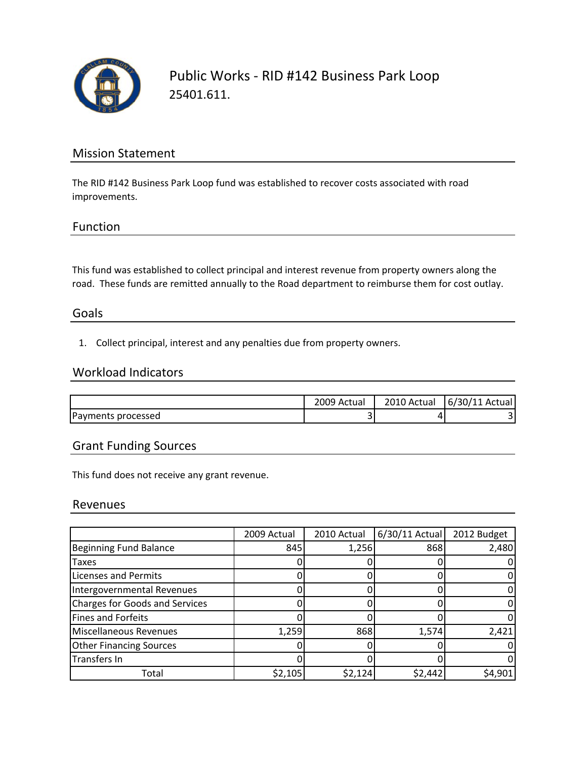# Public Works - RID #142 Business Park Loop

25401.611.

## Mission Statement

The RID #142 Business Park Loop fund was established to recover costs associated with road improvements.

## Function

This fund was established to collect principal and interest revenue from property owners along the road. These funds are remitted annually to the Road department to reimburse them for cost outlay.

## Goals

1. Collect principal, interest and any penalties due from property owners.

## Workload Indicators

| | 2009 Actual | 2010 Actual | 6/30/11 Actual |
|---|---|---|---|
| Payments processed | 3 | 4 | 3 |

## Grant Funding Sources

This fund does not receive any grant revenue.

## Revenues

| | 2009 Actual | 2010 Actual | 6/30/11 Actual | 2012 Budget |
|---|---|---|---|---|
| Beginning Fund Balance | 845 | 1,256 | 868 | 2,480 |
| Taxes | 0 | 0 | 0 | 0 |
| Licenses and Permits | 0 | 0 | 0 | 0 |
| Intergovernmental Revenues | 0 | 0 | 0 | 0 |
| Charges for Goods and Services | 0 | 0 | 0 | 0 |
| Fines and Forfeits | 0 | 0 | 0 | 0 |
| Miscellaneous Revenues | 1,259 | 868 | 1,574 | 2,421 |
| Other Financing Sources | 0 | 0 | 0 | 0 |
| Transfers In | 0 | 0 | 0 | 0 |
| Total | $2,105 | $2,124 | $2,442 | $4,901 |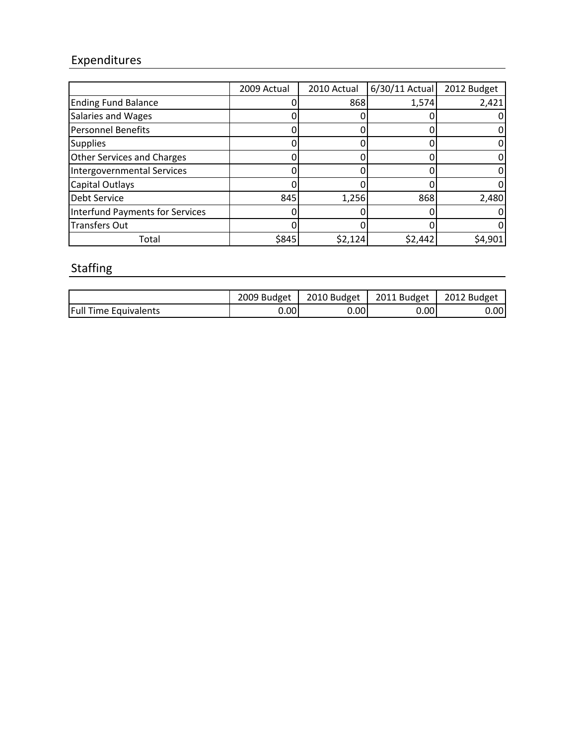## Expenditures

| | 2009 Actual | 2010 Actual | 6/30/11 Actual | 2012 Budget |
|---|---|---|---|---|
| Ending Fund Balance | 0 | 868 | 1,574 | 2,421 |
| Salaries and Wages | 0 | 0 | 0 | 0 |
| Personnel Benefits | 0 | 0 | 0 | 0 |
| Supplies | 0 | 0 | 0 | 0 |
| Other Services and Charges | 0 | 0 | 0 | 0 |
| Intergovernmental Services | 0 | 0 | 0 | 0 |
| Capital Outlays | 0 | 0 | 0 | 0 |
| Debt Service | 845 | 1,256 | 868 | 2,480 |
| Interfund Payments for Services | 0 | 0 | 0 | 0 |
| Transfers Out | 0 | 0 | 0 | 0 |
| Total | $845 | $2,124 | $2,442 | $4,901 |

## Staffing

| | 2009 Budget | 2010 Budget | 2011 Budget | 2012 Budget |
|---|---|---|---|---|
| Full Time Equivalents | 0.00 | 0.00 | 0.00 | 0.00 |